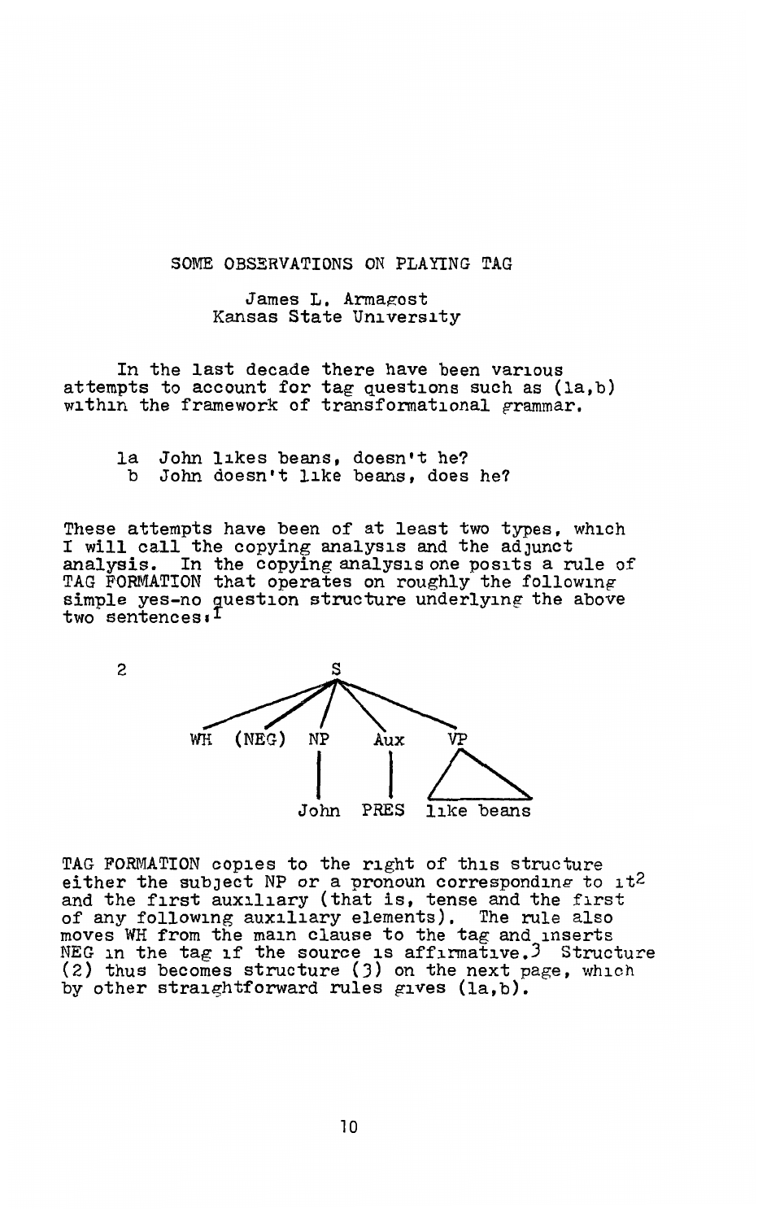# SOME OBSERVATIONS ON PLAYING TAG

James L. Armagost
Kansas State University

In the last decade there have been various attempts to account for tag questions such as (1a,b) within the framework of transformational grammar.

1a John likes beans, doesn't he?
 b John doesn't like beans, does he?

These attempts have been of at least two types, which I will call the copying analysis and the adjunct analysis. In the copying analysis one posits a rule of TAG FORMATION that operates on roughly the following simple yes-no question structure underlying the above two sentences:[1]

2

```
                S
   ____________/|\____________
  /      /      |     \       \
WH    (NEG)    NP     Aux      VP
               |       |      /  \
              John    PRES   like beans
```

TAG FORMATION copies to the right of this structure either the subject NP or a pronoun corresponding to it[2] and the first auxiliary (that is, tense and the first of any following auxiliary elements). The rule also moves WH from the main clause to the tag and inserts NEG in the tag if the source is affirmative.[3] Structure (2) thus becomes structure (3) on the next page, which by other straightforward rules gives (1a,b).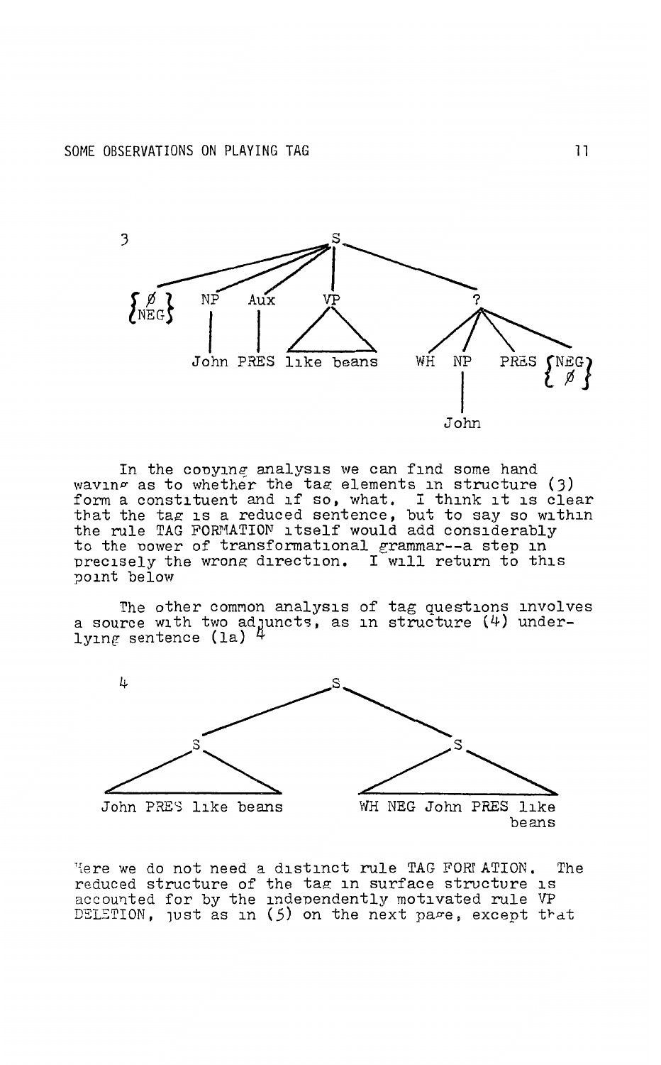3

```
                         S
   ______________________|______________________
  |        |      |      |                      |
{ Ø  }    NP     Aux     VP                     ?
{NEG }     |      |     /  \          __________|__________
         John   PRES  like beans     |     |      |        |
                                     WH    NP    PRES   {NEG}
                                           |            { Ø }
                                          John
```

In the copying analysis we can find some hand waving as to whether the tag elements in structure (3) form a constituent and if so, what. I think it is clear that the tag is a reduced sentence, but to say so within the rule TAG FORMATION itself would add considerably to the power of transformational grammar--a step in precisely the wrong direction. I will return to this point below.

The other common analysis of tag questions involves a source with two adjuncts, as in structure (4) underlying sentence (1a) [4]

4

```
                    S
          __________|__________
         |                     |
         S                     S
      /     \               /     \
John PRES like beans   WH NEG John PRES like
                                        beans
```

Here we do not need a distinct rule TAG FORMATION. The reduced structure of the tag in surface structure is accounted for by the independently motivated rule VP DELETION, just as in (5) on the next page, except that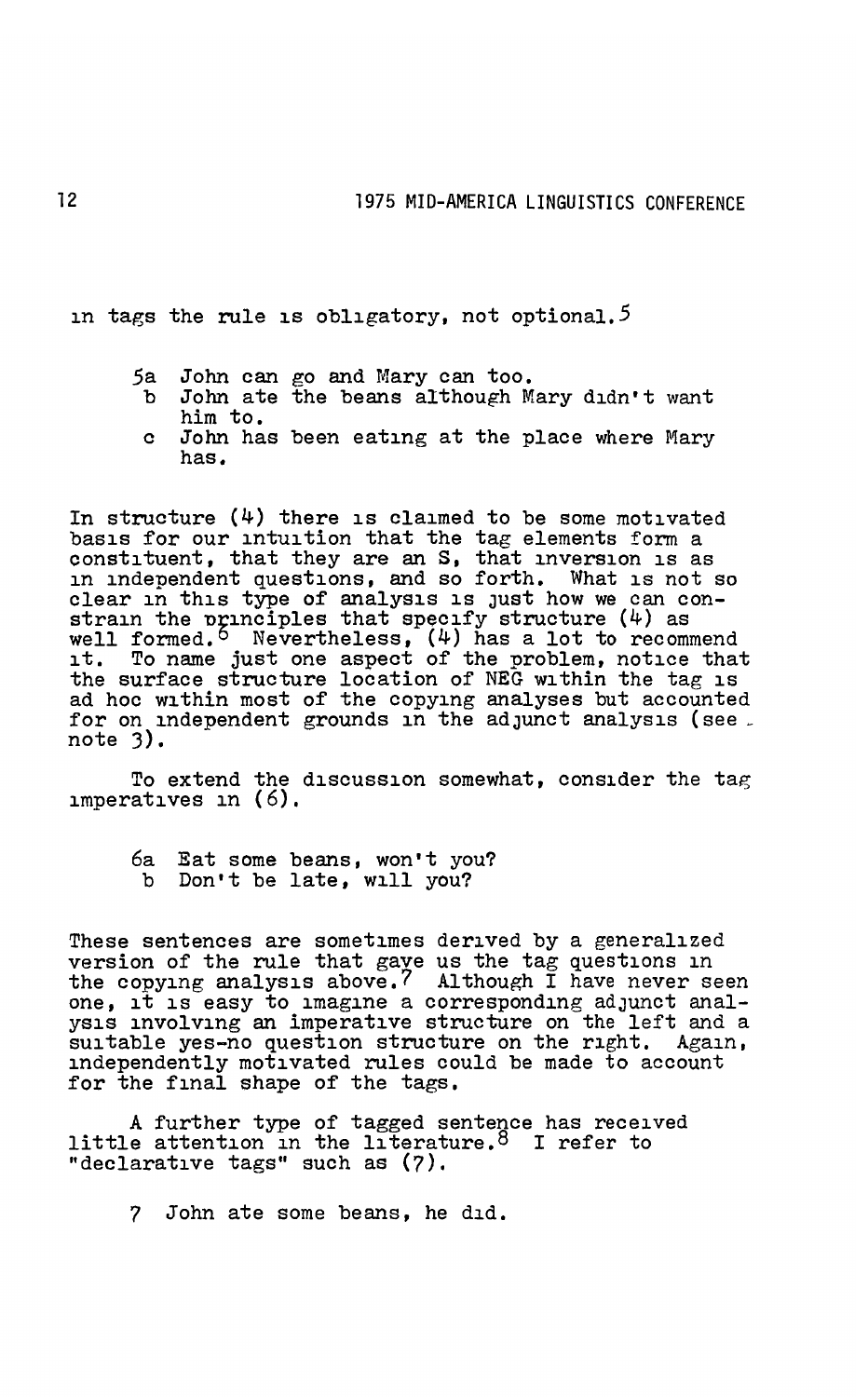in tags the rule is obligatory, not optional.[5]

5a John can go and Mary can too.  
 b John ate the beans although Mary didn't want him to.  
 c John has been eating at the place where Mary has.

In structure (4) there is claimed to be some motivated basis for our intuition that the tag elements form a constituent, that they are an S, that inversion is as in independent questions, and so forth. What is not so clear in this type of analysis is just how we can constrain the principles that specify structure (4) as well formed.[6] Nevertheless, (4) has a lot to recommend it. To name just one aspect of the problem, notice that the surface structure location of NEG within the tag is ad hoc within most of the copying analyses but accounted for on independent grounds in the adjunct analysis (see note 3).

To extend the discussion somewhat, consider the tag imperatives in (6).

6a Eat some beans, won't you?  
 b Don't be late, will you?

These sentences are sometimes derived by a generalized version of the rule that gave us the tag questions in the copying analysis above.[7] Although I have never seen one, it is easy to imagine a corresponding adjunct analysis involving an imperative structure on the left and a suitable yes-no question structure on the right. Again, independently motivated rules could be made to account for the final shape of the tags.

A further type of tagged sentence has received little attention in the literature.[8] I refer to "declarative tags" such as (7).

7 John ate some beans, he did.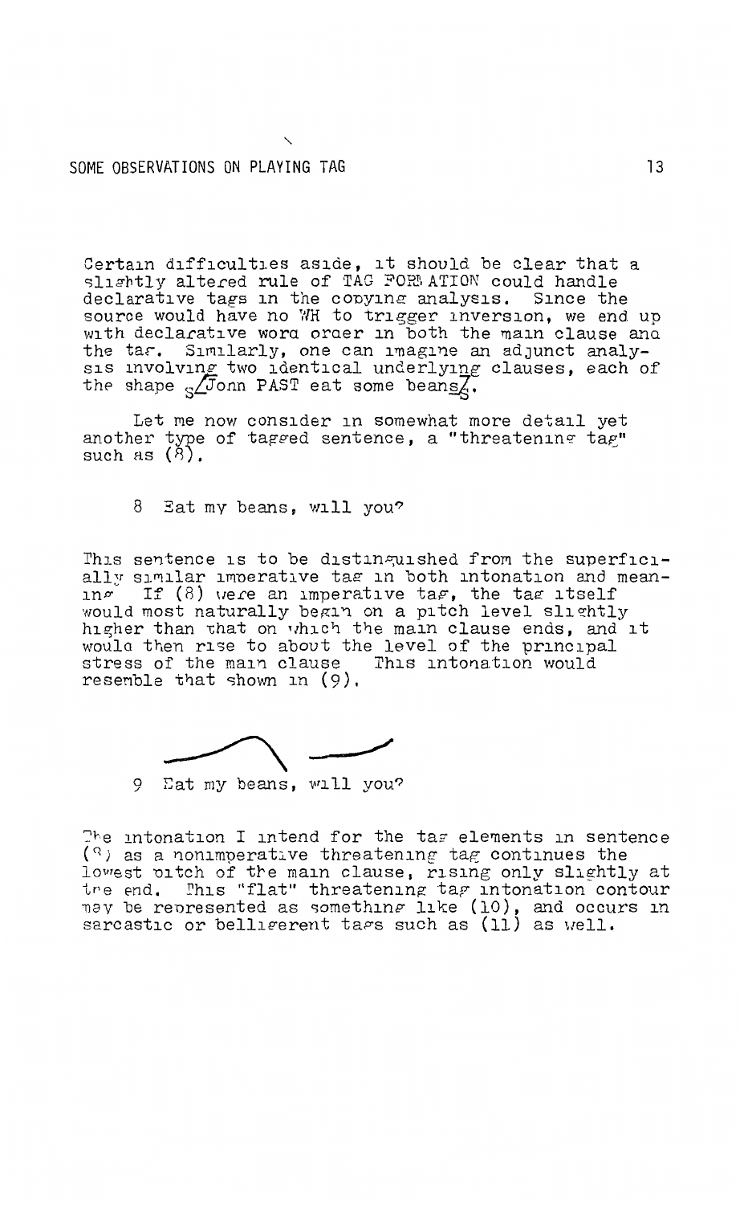Certain difficulties aside, it should be clear that a slightly altered rule of TAG FORMATION could handle declarative tags in the copying analysis. Since the source would have no WH to trigger inversion, we end up with declarative word order in both the main clause and the tag. Similarly, one can imagine an adjunct analysis involving two identical underlying clauses, each of the shape $_S$[John PAST eat some beans]$_S$.

Let me now consider in somewhat more detail yet another type of tagged sentence, a "threatening tag" such as (8).

8 Eat my beans, will you?

This sentence is to be distinguished from the superficially similar imperative tag in both intonation and meaning. If (8) were an imperative tag, the tag itself would most naturally begin on a pitch level slightly higher than that on which the main clause ends, and it would then rise to about the level of the principal stress of the main clause. This intonation would resemble that shown in (9).

9 Eat my beans, will you?

The intonation I intend for the tag elements in sentence (8) as a nonimperative threatening tag continues the lowest pitch of the main clause, rising only slightly at the end. This "flat" threatening tag intonation contour may be represented as something like (10), and occurs in sarcastic or belligerent tags such as (11) as well.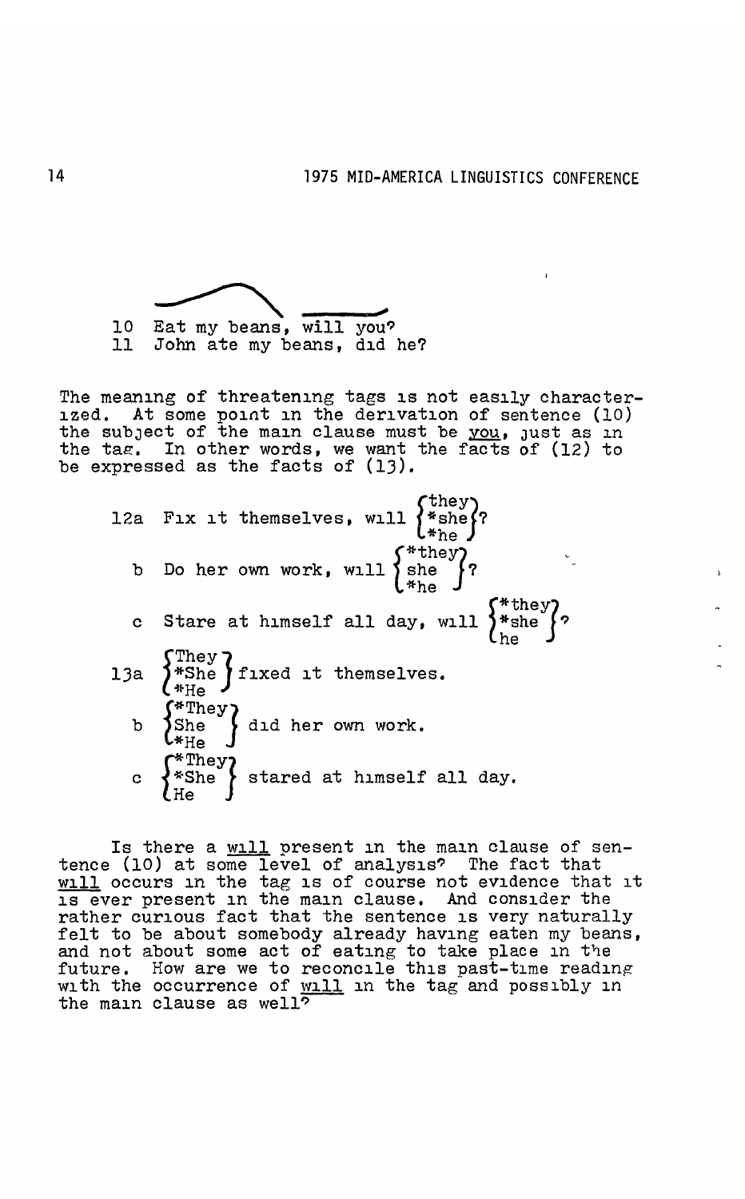10 Eat my beans, will you?
11 John ate my beans, did he?

The meaning of threatening tags is not easily characterized. At some point in the derivation of sentence (10) the subject of the main clause must be <u>you</u>, just as in the tag. In other words, we want the facts of (12) to be expressed as the facts of (13).

12a Fix it themselves, will {they / *she / *he}?

b Do her own work, will {*they / she / *he}?

c Stare at himself all day, will {*they / *she / he}?

13a {They / *She / *He} fixed it themselves.

b {*They / She / *He} did her own work.

c {*They / *She / He} stared at himself all day.

Is there a <u>will</u> present in the main clause of sentence (10) at some level of analysis? The fact that <u>will</u> occurs in the tag is of course not evidence that it is ever present in the main clause. And consider the rather curious fact that the sentence is very naturally felt to be about somebody already having eaten my beans, and not about some act of eating to take place in the future. How are we to reconcile this past-time reading with the occurrence of <u>will</u> in the tag and possibly in the main clause as well?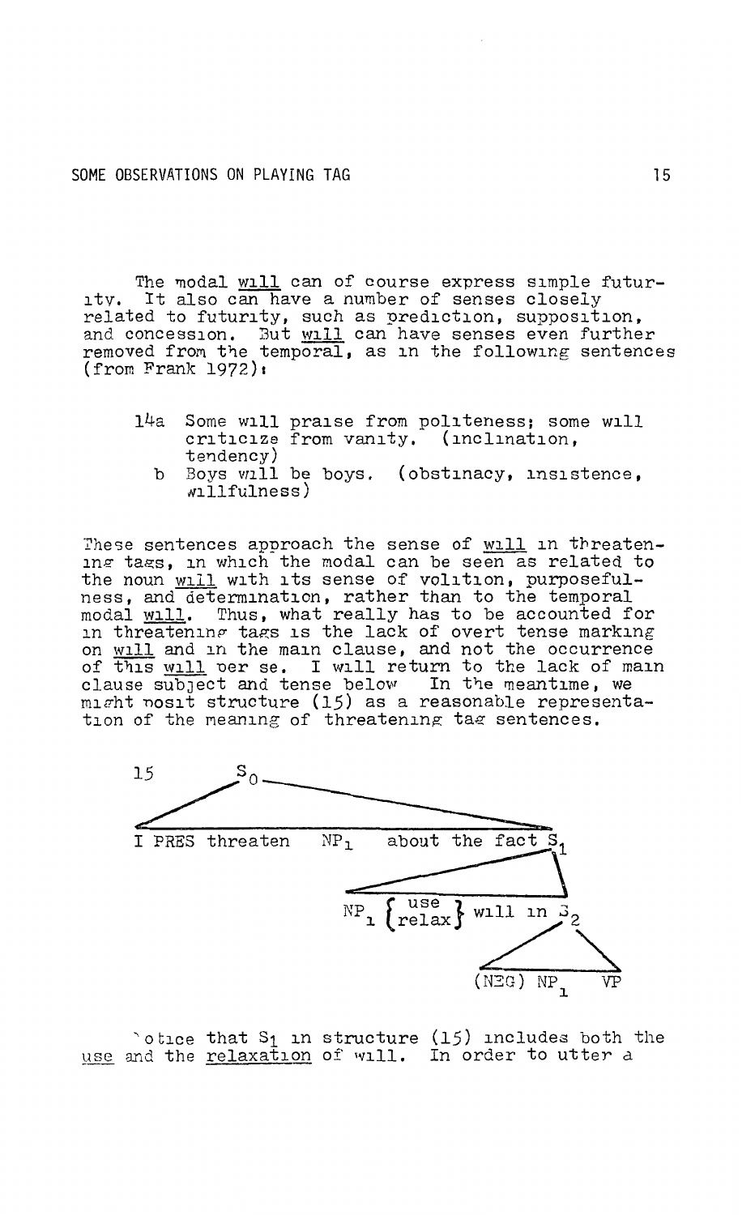The modal _will_ can of course express simple futurity. It also can have a number of senses closely related to futurity, such as prediction, supposition, and concession. But _will_ can have senses even further removed from the temporal, as in the following sentences (from Frank 1972):

14a Some will praise from politeness; some will criticize from vanity. (inclination, tendency)

b Boys will be boys. (obstinacy, insistence, willfulness)

These sentences approach the sense of _will_ in threatening tags, in which the modal can be seen as related to the noun _will_ with its sense of volition, purposefulness, and determination, rather than to the temporal modal _will_. Thus, what really has to be accounted for in threatening tags is the lack of overt tense marking on _will_ and in the main clause, and not the occurrence of this _will_ per se. I will return to the lack of main clause subject and tense below. In the meantime, we might posit structure (15) as a reasonable representation of the meaning of threatening tag sentences.

15

```
S0
└── I PRES threaten NP1 about the fact S1
                                      └── NP1 {use / relax} will in S2
                                                                └── (NEG) NP1 VP
```

Notice that $S_1$ in structure (15) includes both the _use_ and the _relaxation_ of will. In order to utter a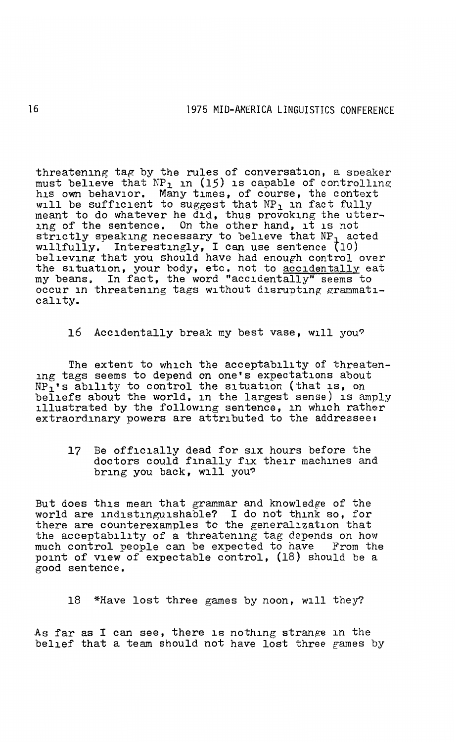threatening tag by the rules of conversation, a speaker must believe that $NP_1$ in (15) is capable of controlling his own behavior. Many times, of course, the context will be sufficient to suggest that $NP_1$ in fact fully meant to do whatever he did, thus provoking the uttering of the sentence. On the other hand, it is not strictly speaking necessary to believe that $NP_1$ acted willfully. Interestingly, I can use sentence (10) believing that you should have had enough control over the situation, your body, etc. not to <u>accidentally</u> eat my beans. In fact, the word "accidentally" seems to occur in threatening tags without disrupting grammaticality.

> 16 Accidentally break my best vase, will you?

The extent to which the acceptability of threatening tags seems to depend on one's expectations about $NP_1$'s ability to control the situation (that is, on beliefs about the world, in the largest sense) is amply illustrated by the following sentence, in which rather extraordinary powers are attributed to the addressee:

> 17 Be officially dead for six hours before the doctors could finally fix their machines and bring you back, will you?

But does this mean that grammar and knowledge of the world are indistinguishable? I do not think so, for there are counterexamples to the generalization that the acceptability of a threatening tag depends on how much control people can be expected to have. From the point of view of expectable control, (18) should be a good sentence.

> 18 *Have lost three games by noon, will they?

As far as I can see, there is nothing strange in the belief that a team should not have lost three games by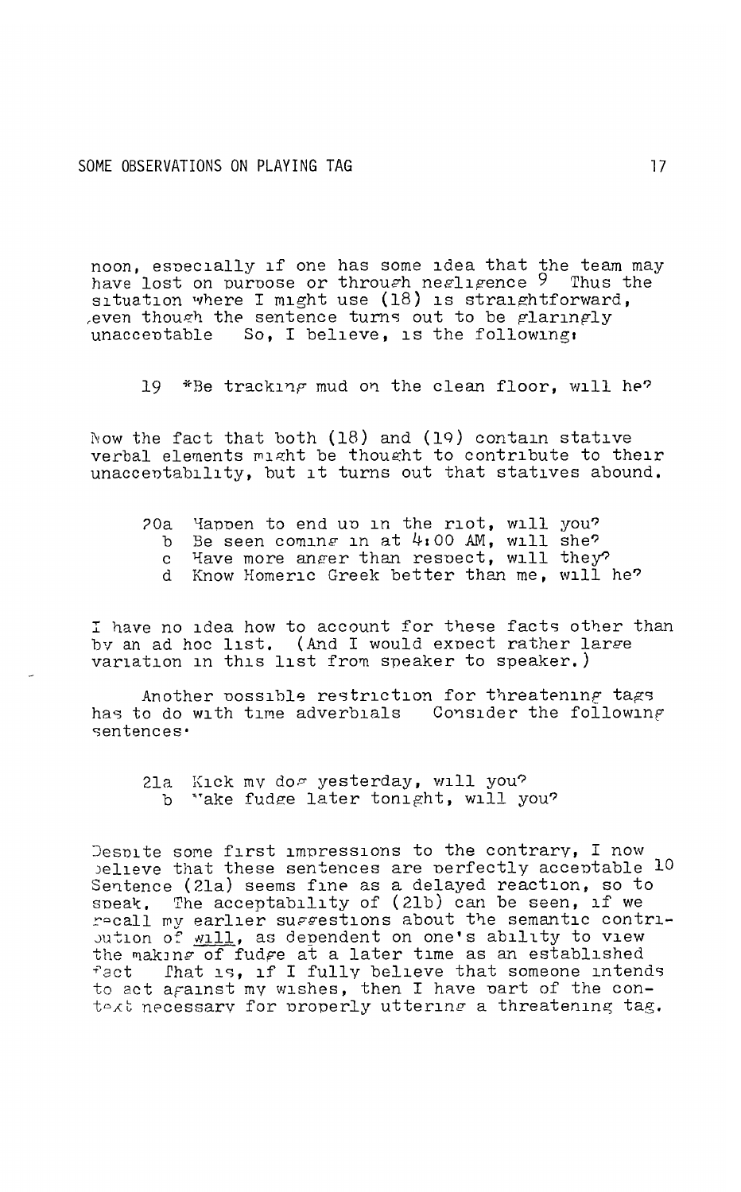noon, especially if one has some idea that the team may have lost on purpose or through negligence [9] Thus the situation where I might use (18) is straightforward, even though the sentence turns out to be glaringly unacceptable So, I believe, is the following:

19 *Be tracking mud on the clean floor, will he?

Now the fact that both (18) and (19) contain stative verbal elements might be thought to contribute to their unacceptability, but it turns out that statives abound.

20a Happen to end up in the riot, will you?
b Be seen coming in at 4:00 AM, will she?
c Have more anger than respect, will they?
d Know Homeric Greek better than me, will he?

I have no idea how to account for these facts other than by an ad hoc list. (And I would expect rather large variation in this list from speaker to speaker.)

Another possible restriction for threatening tags has to do with time adverbials Consider the following sentences:

21a Kick my dog yesterday, will you?
b Make fudge later tonight, will you?

Despite some first impressions to the contrary, I now believe that these sentences are perfectly acceptable [10] Sentence (21a) seems fine as a delayed reaction, so to speak. The acceptability of (21b) can be seen, if we recall my earlier suggestions about the semantic contribution of _will_, as dependent on one's ability to view the making of fudge at a later time as an established fact That is, if I fully believe that someone intends to act against my wishes, then I have part of the context necessary for properly uttering a threatening tag.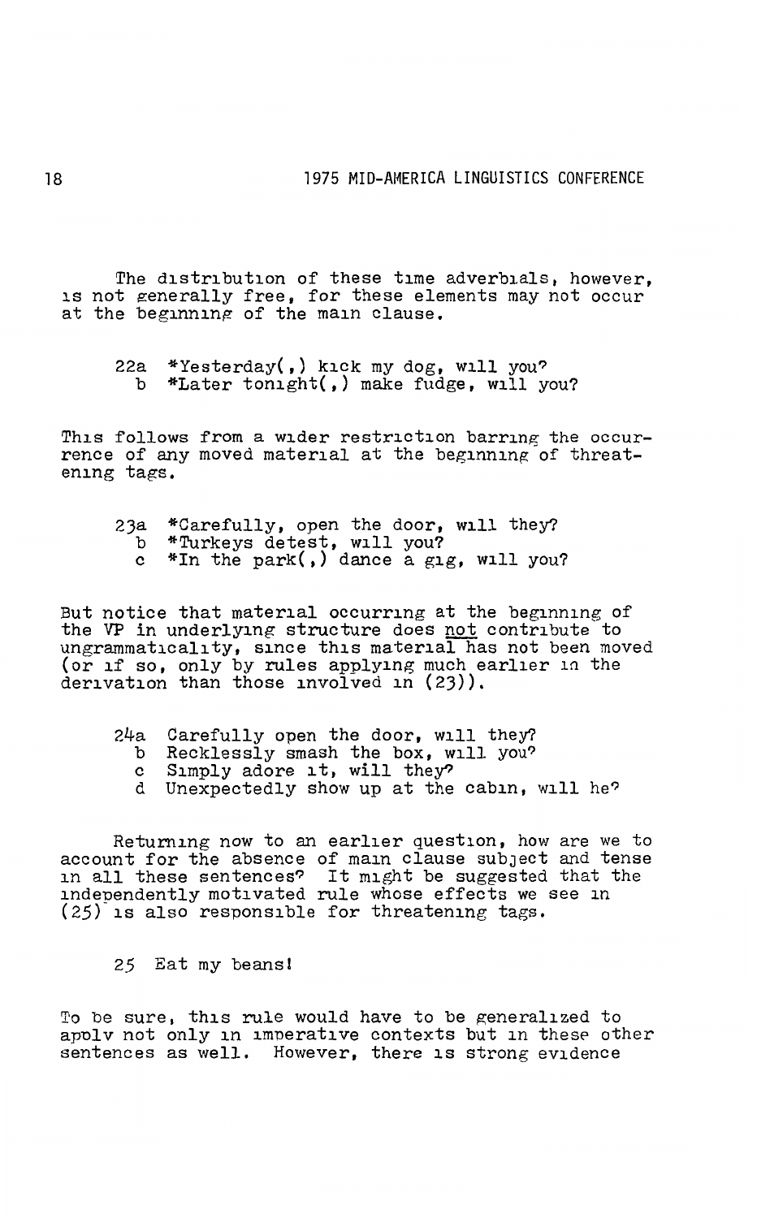The distribution of these time adverbials, however, is not generally free, for these elements may not occur at the beginning of the main clause.

> 22a *Yesterday(,) kick my dog, will you?
>   b *Later tonight(,) make fudge, will you?

This follows from a wider restriction barring the occurrence of any moved material at the beginning of threatening tags.

> 23a *Carefully, open the door, will they?
>   b *Turkeys detest, will you?
>   c *In the park(,) dance a gig, will you?

But notice that material occurring at the beginning of the VP in underlying structure does not contribute to ungrammaticality, since this material has not been moved (or if so, only by rules applying much earlier in the derivation than those involved in (23)).

> 24a Carefully open the door, will they?
>   b Recklessly smash the box, will you?
>   c Simply adore it, will they?
>   d Unexpectedly show up at the cabin, will he?

Returning now to an earlier question, how are we to account for the absence of main clause subject and tense in all these sentences? It might be suggested that the independently motivated rule whose effects we see in (25) is also responsible for threatening tags.

> 25 Eat my beans!

To be sure, this rule would have to be generalized to apply not only in imperative contexts but in these other sentences as well. However, there is strong evidence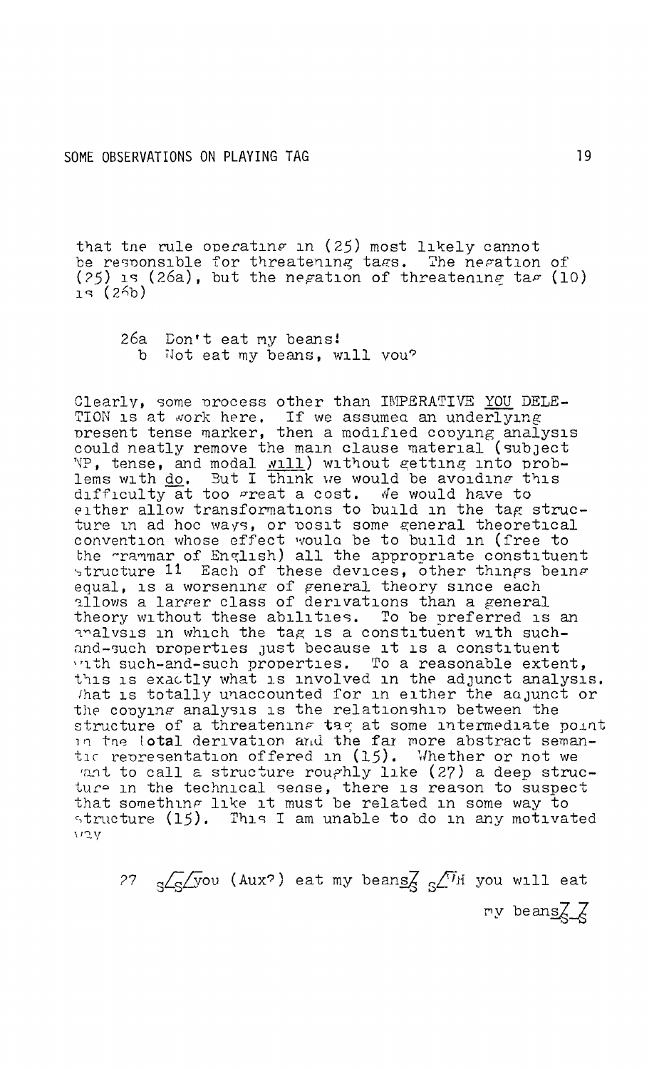that the rule operating in (25) most likely cannot be responsible for threatening tags. The negation of (25) is (26a), but the negation of threatening tag (10) is (26b)

26a Don't eat my beans!
 b Not eat my beans, will you?

Clearly, some process other than IMPERATIVE YOU DELETION is at work here. If we assumed an underlying present tense marker, then a modified copying analysis could neatly remove the main clause material (subject NP, tense, and modal will) without getting into problems with do. But I think we would be avoiding this difficulty at too great a cost. We would have to either allow transformations to build in the tag structure in ad hoc ways, or posit some general theoretical convention whose effect would be to build in (free to the grammar of English) all the appropriate constituent structure [11] Each of these devices, other things being equal, is a worsening of general theory since each allows a larger class of derivations than a general theory without these abilities. To be preferred is an analysis in which the tag is a constituent with such-and-such properties just because it is a constituent with such-and-such properties. To a reasonable extent, this is exactly what is involved in the adjunct analysis. What is totally unaccounted for in either the adjunct or the copying analysis is the relationship between the structure of a threatening tag at some intermediate point in the total derivation and the far more abstract semantic representation offered in (15). Whether or not we want to call a structure roughly like (27) a deep structure in the technical sense, there is reason to suspect that something like it must be related in some way to structure (15). This I am unable to do in any motivated way

27 $_S[_S[$you (Aux?) eat my beans$]_S$ $_S[$WH you will eat my beans$]_S]_S$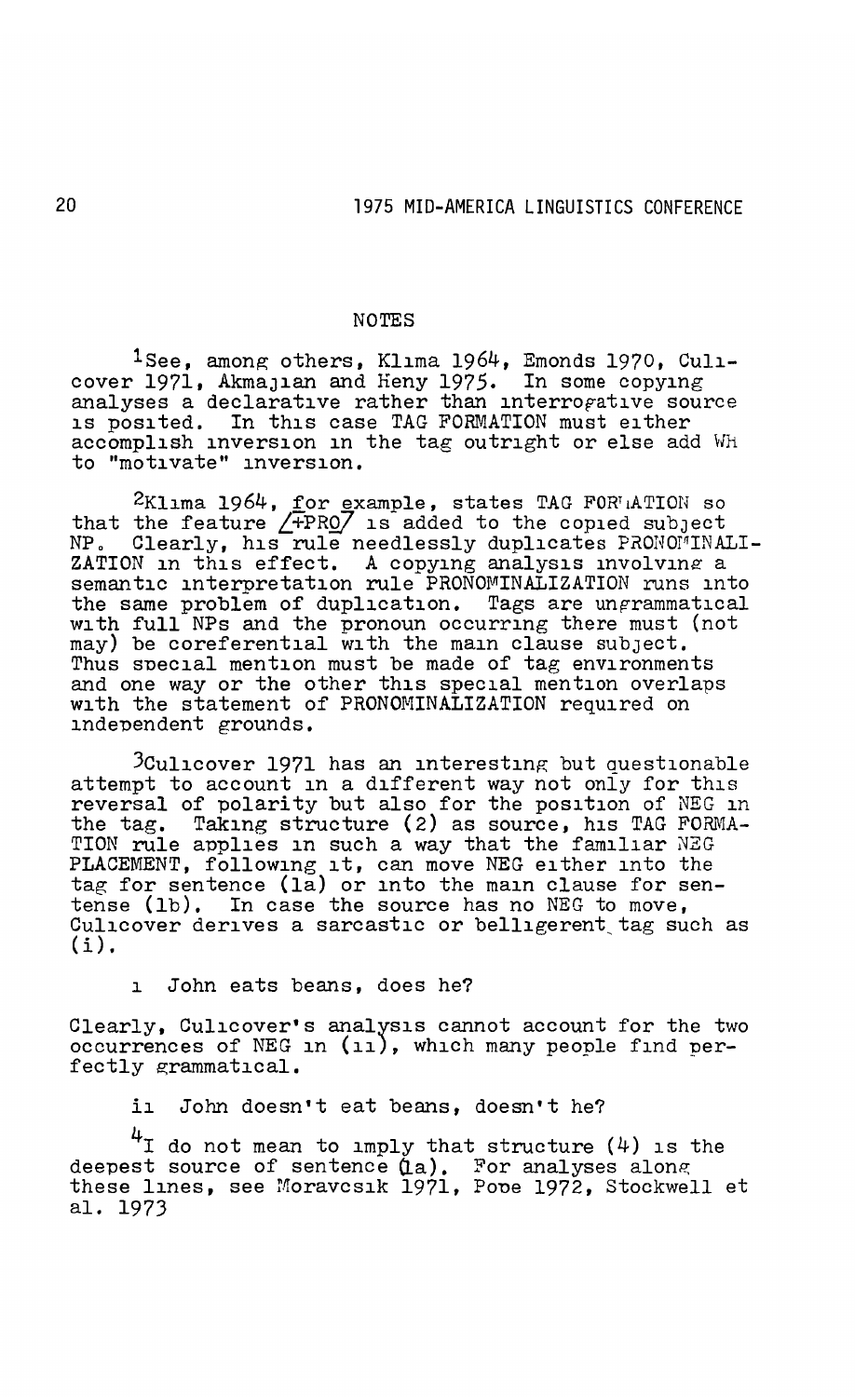## NOTES

[1]See, among others, Klima 1964, Emonds 1970, Culicover 1971, Akmajian and Heny 1975. In some copying analyses a declarative rather than interrogative source is posited. In this case TAG FORMATION must either accomplish inversion in the tag outright or else add WH to "motivate" inversion.

[2]Klima 1964, for example, states TAG FORMATION so that the feature [+PRO] is added to the copied subject NP. Clearly, his rule needlessly duplicates PRONOMINALIZATION in this effect. A copying analysis involving a semantic interpretation rule PRONOMINALIZATION runs into the same problem of duplication. Tags are ungrammatical with full NPs and the pronoun occurring there must (not may) be coreferential with the main clause subject. Thus special mention must be made of tag environments and one way or the other this special mention overlaps with the statement of PRONOMINALIZATION required on independent grounds.

[3]Culicover 1971 has an interesting but questionable attempt to account in a different way not only for this reversal of polarity but also for the position of NEG in the tag. Taking structure (2) as source, his TAG FORMATION rule applies in such a way that the familiar NEG PLACEMENT, following it, can move NEG either into the tag for sentence (1a) or into the main clause for sentence (1b). In case the source has no NEG to move, Culicover derives a sarcastic or belligerent tag such as (i).

i John eats beans, does he?

Clearly, Culicover's analysis cannot account for the two occurrences of NEG in (ii), which many people find perfectly grammatical.

ii John doesn't eat beans, doesn't he?

[4]I do not mean to imply that structure (4) is the deepest source of sentence (1a). For analyses along these lines, see Moravcsik 1971, Pope 1972, Stockwell et al. 1973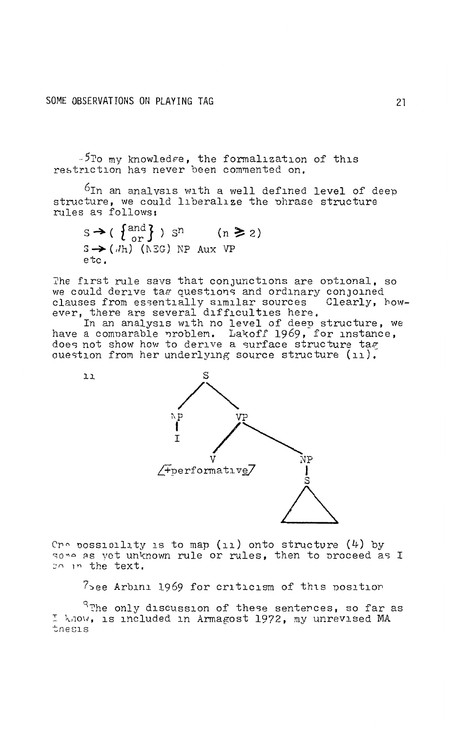[5]To my knowledge, the formalization of this restriction has never been commented on.

[6]In an analysis with a well defined level of deep structure, we could liberalize the phrase structure rules as follows:

$$S \rightarrow \left( \begin{Bmatrix} \text{and} \\ \text{or} \end{Bmatrix} \right) S^n \qquad (n \geq 2)$$

$$S \rightarrow (Wh)\ (NEG)\ NP\ Aux\ VP$$

etc.

The first rule says that conjunctions are optional, so we could derive tag questions and ordinary conjoined clauses from essentially similar sources. Clearly, however, there are several difficulties here.

In an analysis with no level of deep structure, we have a comparable problem. Lakoff 1969, for instance, does not show how to derive a surface structure tag question from her underlying source structure (11).

```
11              S
              /   \
            NP     VP
            |     /   \
            I    V     NP
         [+performative] |
                         S
                        / \
                       /___\
```

One possibility is to map (11) onto structure (4) by some as yet unknown rule or rules, then to proceed as I do in the text.

[7]See Arbini 1969 for criticism of this position

[8]The only discussion of these sentences, so far as I know, is included in Armagost 1972, my unrevised MA thesis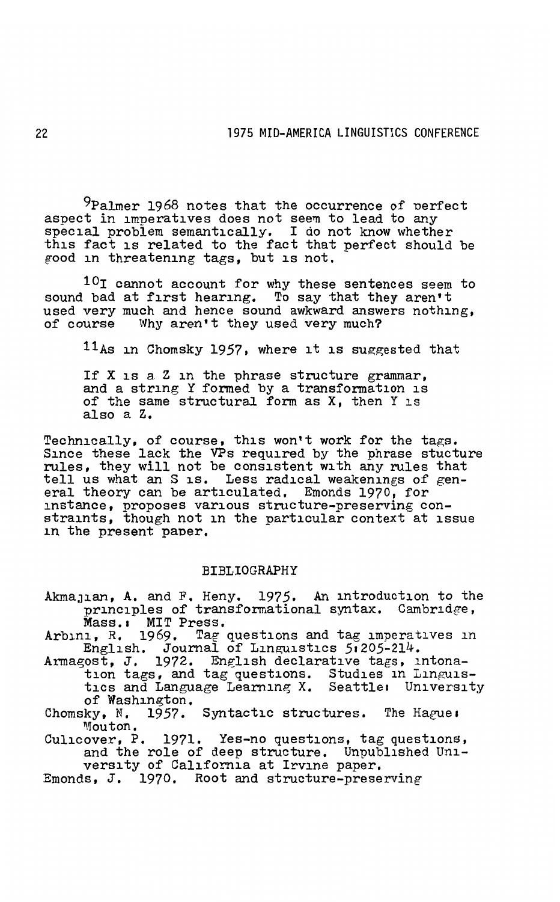[9]Palmer 1968 notes that the occurrence of perfect aspect in imperatives does not seem to lead to any special problem semantically. I do not know whether this fact is related to the fact that perfect should be good in threatening tags, but is not.

[10]I cannot account for why these sentences seem to sound bad at first hearing. To say that they aren't used very much and hence sound awkward answers nothing, of course Why aren't they used very much?

[11]As in Chomsky 1957, where it is suggested that

> If X is a Z in the phrase structure grammar, and a string Y formed by a transformation is of the same structural form as X, then Y is also a Z.

Technically, of course, this won't work for the tags. Since these lack the VPs required by the phrase stucture rules, they will not be consistent with any rules that tell us what an S is. Less radical weakenings of general theory can be articulated. Emonds 1970, for instance, proposes various structure-preserving constraints, though not in the particular context at issue in the present paper.

## BIBLIOGRAPHY

Akmajian, A. and F. Heny. 1975. An introduction to the principles of transformational syntax. Cambridge, Mass.: MIT Press.

Arbini, R. 1969. Tag questions and tag imperatives in English. Journal of Linguistics 5:205-214.

Armagost, J. 1972. English declarative tags, intonation tags, and tag questions. Studies in Linguistics and Language Learning X. Seattle: University of Washington.

Chomsky, N. 1957. Syntactic structures. The Hague: Mouton.

Culicover, P. 1971. Yes-no questions, tag questions, and the role of deep structure. Unpublished University of California at Irvine paper.

Emonds, J. 1970. Root and structure-preserving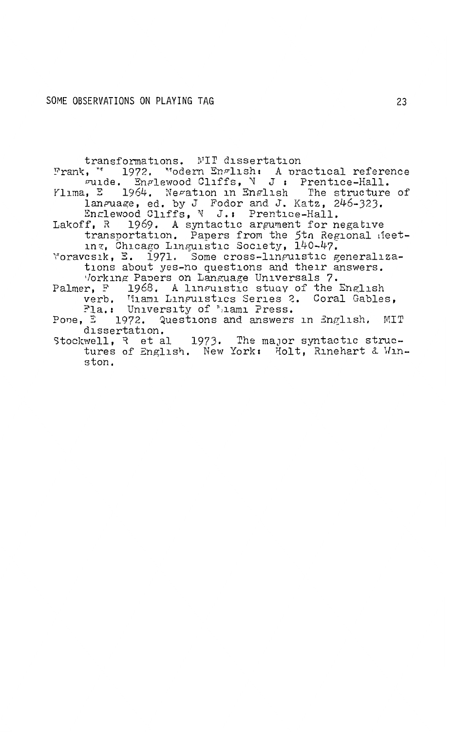transformations. MIT dissertation

Frank, M 1972. Modern English: A practical reference guide. Englewood Cliffs, N J : Prentice-Hall.

Klima, E 1964. Negation in English The structure of language, ed. by J Fodor and J. Katz, 246-323. Englewood Cliffs, N J.: Prentice-Hall.

Lakoff, R 1969. A syntactic argument for negative transportation. Papers from the 5th Regional Meeting, Chicago Linguistic Society, 140-47.

Moravcsik, E. 1971. Some cross-linguistic generalizations about yes-no questions and their answers. Working Papers on Language Universals 7.

Palmer, F 1968. A linguistic study of the English verb. Miami Linguistics Series 2. Coral Gables, Fla.: University of Miami Press.

Pope, E 1972. Questions and answers in English. MIT dissertation.

Stockwell, R et al 1973. The major syntactic structures of English. New York: Holt, Rinehart & Winston.